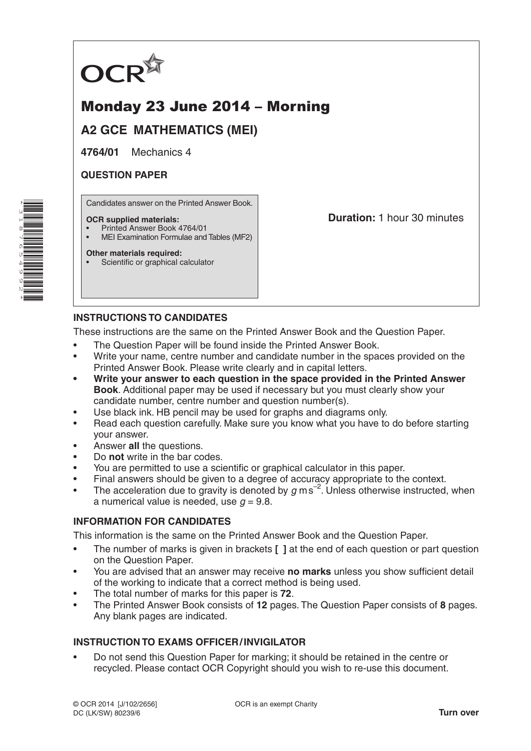OCR

# Monday 23 June 2014 – Morning

## A2 GCE MATHEMATICS (MEI)

**4764/01** Mechanics 4

**QUESTION PAPER**

Candidates answer on the Printed Answer Book.

**OCR supplied materials:**
- Printed Answer Book 4764/01
- MEI Examination Formulae and Tables (MF2)

**Other materials required:**
- Scientific or graphical calculator

**Duration:** 1 hour 30 minutes

## INSTRUCTIONS TO CANDIDATES

These instructions are the same on the Printed Answer Book and the Question Paper.

- The Question Paper will be found inside the Printed Answer Book.
- Write your name, centre number and candidate number in the spaces provided on the Printed Answer Book. Please write clearly and in capital letters.
- **Write your answer to each question in the space provided in the Printed Answer Book**. Additional paper may be used if necessary but you must clearly show your candidate number, centre number and question number(s).
- Use black ink. HB pencil may be used for graphs and diagrams only.
- Read each question carefully. Make sure you know what you have to do before starting your answer.
- Answer **all** the questions.
- Do **not** write in the bar codes.
- You are permitted to use a scientific or graphical calculator in this paper.
- Final answers should be given to a degree of accuracy appropriate to the context.
- The acceleration due to gravity is denoted by $g\,\text{m}\,\text{s}^{-2}$. Unless otherwise instructed, when a numerical value is needed, use $g = 9.8$.

## INFORMATION FOR CANDIDATES

This information is the same on the Printed Answer Book and the Question Paper.

- The number of marks is given in brackets **[ ]** at the end of each question or part question on the Question Paper.
- You are advised that an answer may receive **no marks** unless you show sufficient detail of the working to indicate that a correct method is being used.
- The total number of marks for this paper is **72**.
- The Printed Answer Book consists of **12** pages. The Question Paper consists of **8** pages. Any blank pages are indicated.

## INSTRUCTION TO EXAMS OFFICER / INVIGILATOR

- Do not send this Question Paper for marking; it should be retained in the centre or recycled. Please contact OCR Copyright should you wish to re-use this document.

© OCR 2014 [J/102/2656]
DC (LK/SW) 80239/6

OCR is an exempt Charity

**Turn over**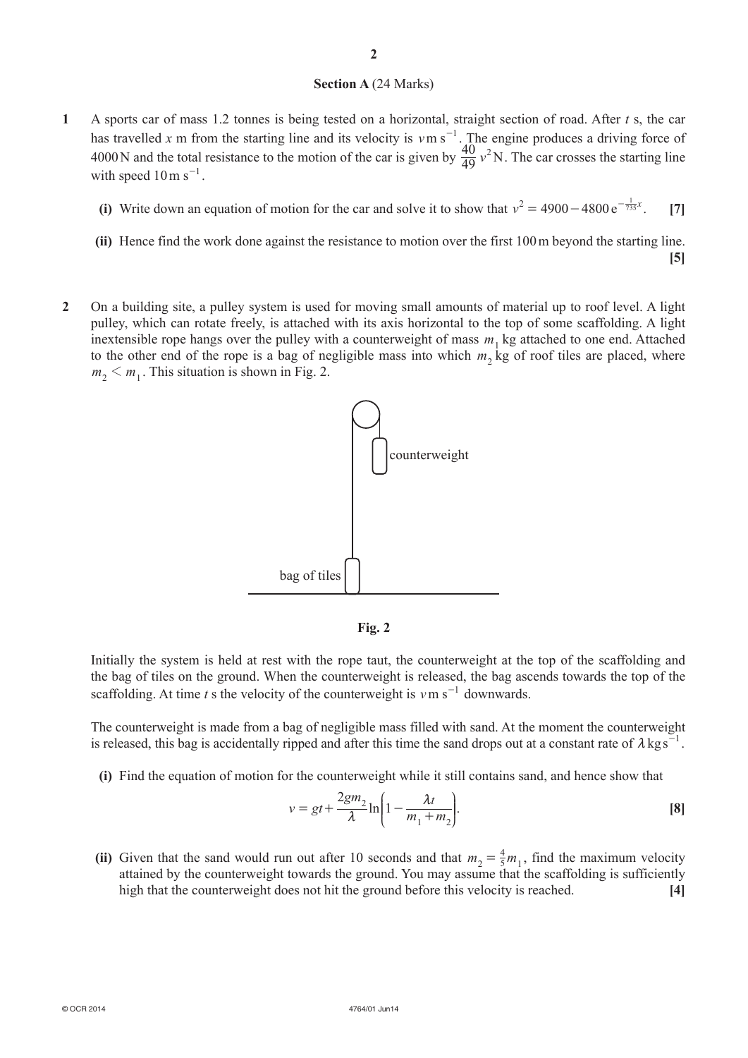**Section A** (24 Marks)

**1** A sports car of mass 1.2 tonnes is being tested on a horizontal, straight section of road. After $t$ s, the car has travelled $x$ m from the starting line and its velocity is $v\,\text{m s}^{-1}$. The engine produces a driving force of 4000 N and the total resistance to the motion of the car is given by $\frac{40}{49}v^2$ N. The car crosses the starting line with speed $10\,\text{m s}^{-1}$.

**(i)** Write down an equation of motion for the car and solve it to show that $v^2 = 4900 - 4800\,\mathrm{e}^{-\frac{1}{735}x}$. **[7]**

**(ii)** Hence find the work done against the resistance to motion over the first 100 m beyond the starting line. **[5]**

**2** On a building site, a pulley system is used for moving small amounts of material up to roof level. A light pulley, which can rotate freely, is attached with its axis horizontal to the top of some scaffolding. A light inextensible rope hangs over the pulley with a counterweight of mass $m_1$ kg attached to one end. Attached to the other end of the rope is a bag of negligible mass into which $m_2$ kg of roof tiles are placed, where $m_2 < m_1$. This situation is shown in Fig. 2.

counterweight

bag of tiles

**Fig. 2**

Initially the system is held at rest with the rope taut, the counterweight at the top of the scaffolding and the bag of tiles on the ground. When the counterweight is released, the bag ascends towards the top of the scaffolding. At time $t$ s the velocity of the counterweight is $v\,\text{m s}^{-1}$ downwards.

The counterweight is made from a bag of negligible mass filled with sand. At the moment the counterweight is released, this bag is accidentally ripped and after this time the sand drops out at a constant rate of $\lambda\,\text{kg s}^{-1}$.

**(i)** Find the equation of motion for the counterweight while it still contains sand, and hence show that

$$v = gt + \frac{2gm_2}{\lambda}\ln\left(1 - \frac{\lambda t}{m_1 + m_2}\right).$$ **[8]**

**(ii)** Given that the sand would run out after 10 seconds and that $m_2 = \frac{4}{5}m_1$, find the maximum velocity attained by the counterweight towards the ground. You may assume that the scaffolding is sufficiently high that the counterweight does not hit the ground before this velocity is reached. **[4]**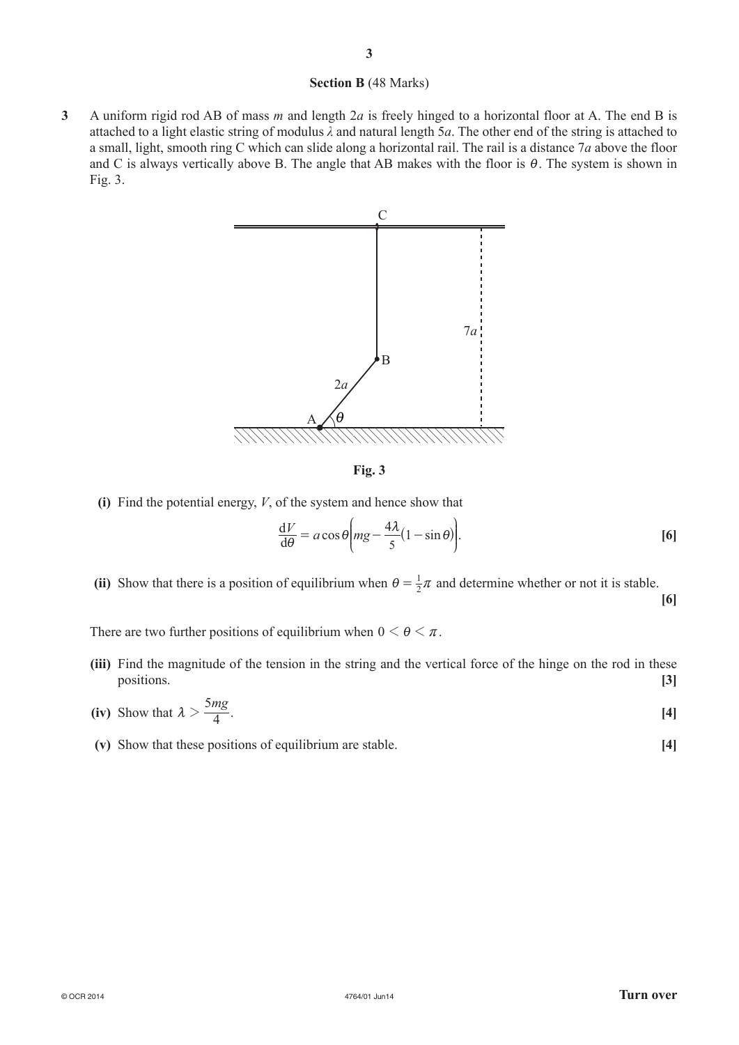## Section B (48 Marks)

**3** A uniform rigid rod AB of mass $m$ and length $2a$ is freely hinged to a horizontal floor at A. The end B is attached to a light elastic string of modulus $\lambda$ and natural length $5a$. The other end of the string is attached to a small, light, smooth ring C which can slide along a horizontal rail. The rail is a distance $7a$ above the floor and C is always vertically above B. The angle that AB makes with the floor is $\theta$. The system is shown in Fig. 3.

**Fig. 3**

**(i)** Find the potential energy, $V$, of the system and hence show that

$$\frac{\mathrm{d}V}{\mathrm{d}\theta} = a\cos\theta\left(mg - \frac{4\lambda}{5}(1 - \sin\theta)\right).$$
**[6]**

**(ii)** Show that there is a position of equilibrium when $\theta = \frac{1}{2}\pi$ and determine whether or not it is stable. **[6]**

There are two further positions of equilibrium when $0 < \theta < \pi$.

**(iii)** Find the magnitude of the tension in the string and the vertical force of the hinge on the rod in these positions. **[3]**

**(iv)** Show that $\lambda > \dfrac{5mg}{4}$. **[4]**

**(v)** Show that these positions of equilibrium are stable. **[4]**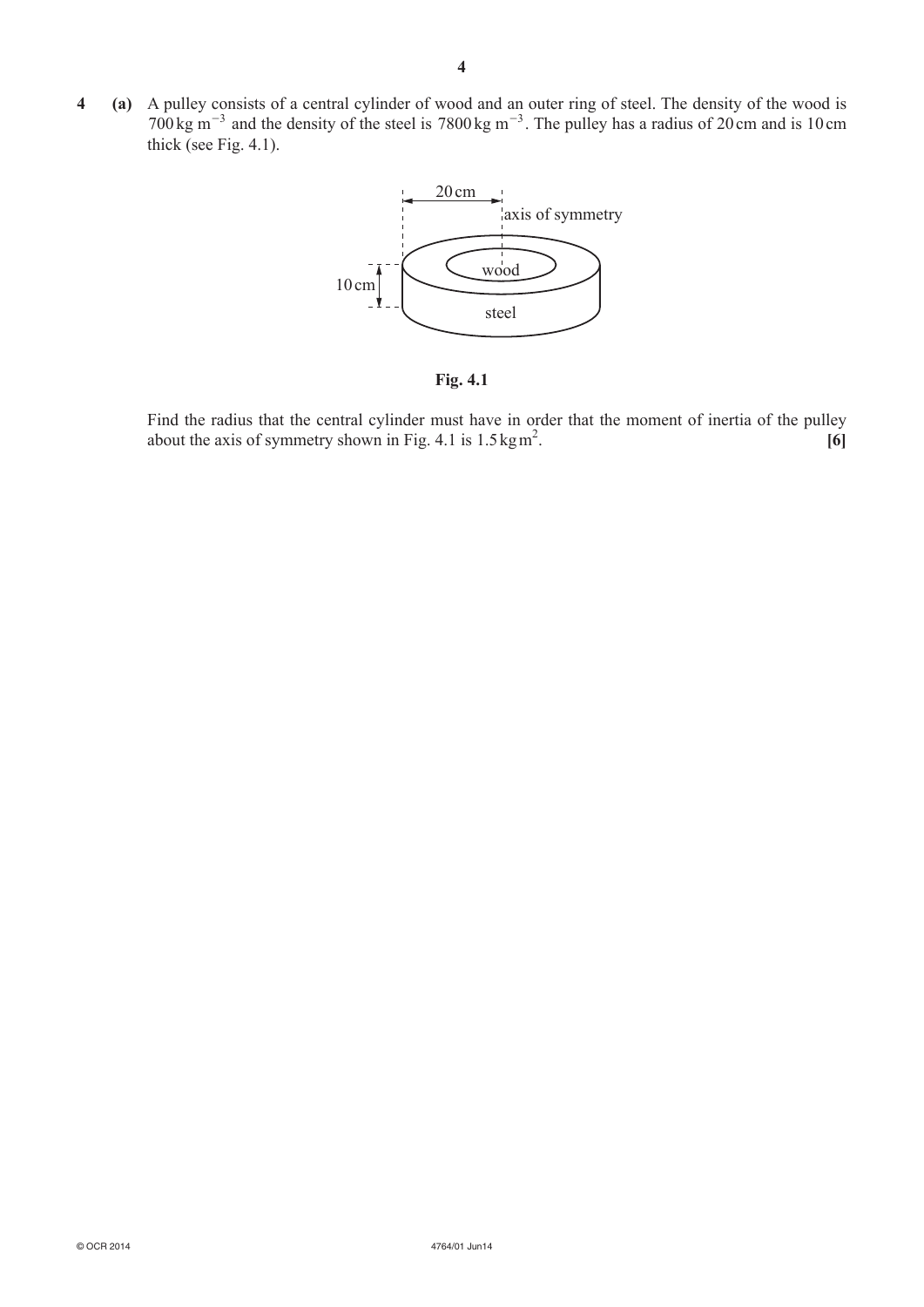**4 (a)** A pulley consists of a central cylinder of wood and an outer ring of steel. The density of the wood is $700\,\text{kg m}^{-3}$ and the density of the steel is $7800\,\text{kg m}^{-3}$. The pulley has a radius of 20 cm and is 10 cm thick (see Fig. 4.1).

**Fig. 4.1**

Find the radius that the central cylinder must have in order that the moment of inertia of the pulley about the axis of symmetry shown in Fig. 4.1 is $1.5\,\text{kg m}^2$. **[6]**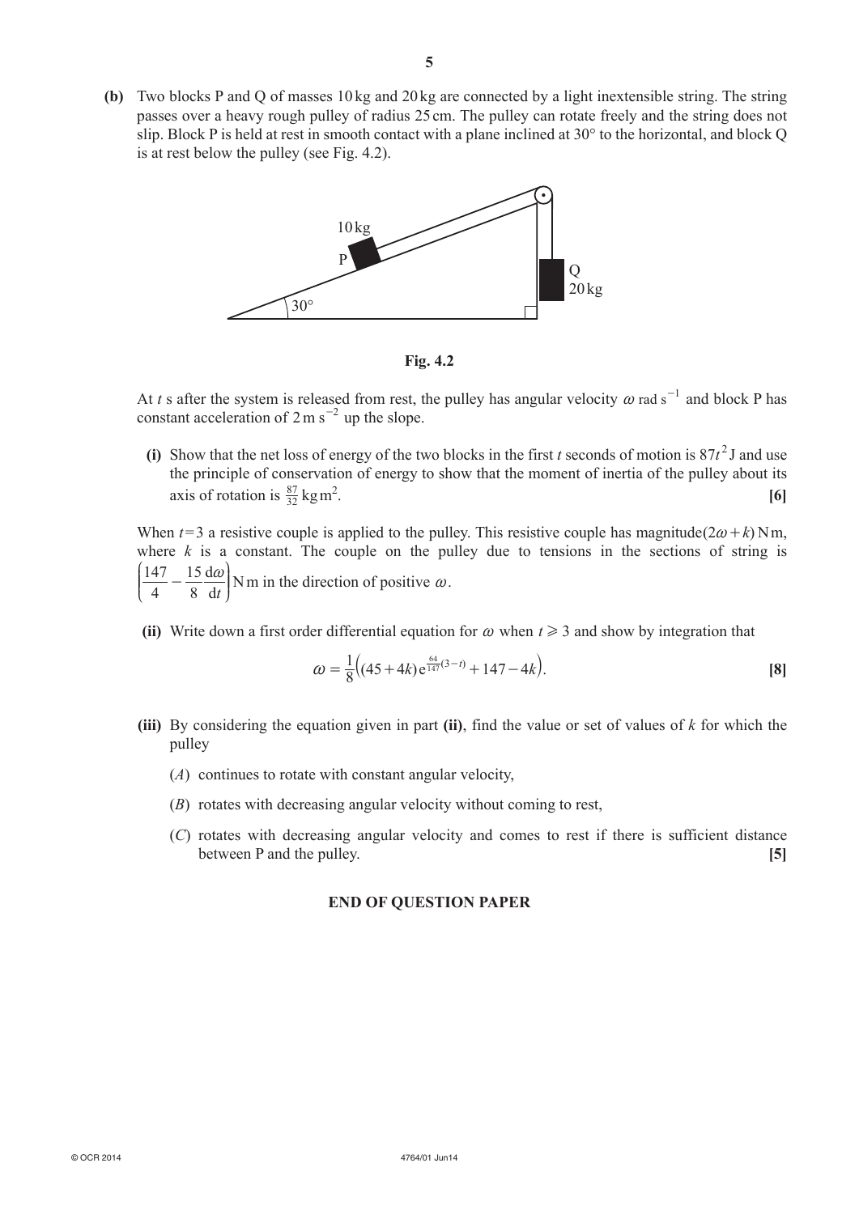**(b)** Two blocks P and Q of masses 10 kg and 20 kg are connected by a light inextensible string. The string passes over a heavy rough pulley of radius 25 cm. The pulley can rotate freely and the string does not slip. Block P is held at rest in smooth contact with a plane inclined at 30° to the horizontal, and block Q is at rest below the pulley (see Fig. 4.2).

**Fig. 4.2**

At $t$ s after the system is released from rest, the pulley has angular velocity $\omega$ rad s$^{-1}$ and block P has constant acceleration of 2 m s$^{-2}$ up the slope.

**(i)** Show that the net loss of energy of the two blocks in the first $t$ seconds of motion is $87t^2$ J and use the principle of conservation of energy to show that the moment of inertia of the pulley about its axis of rotation is $\frac{87}{32}$ kg m$^2$. **[6]**

When $t = 3$ a resistive couple is applied to the pulley. This resistive couple has magnitude $(2\omega + k)$ N m, where $k$ is a constant. The couple on the pulley due to tensions in the sections of string is $\left(\frac{147}{4} - \frac{15}{8}\frac{\mathrm{d}\omega}{\mathrm{d}t}\right)$ N m in the direction of positive $\omega$.

**(ii)** Write down a first order differential equation for $\omega$ when $t \geqslant 3$ and show by integration that

$$\omega = \frac{1}{8}\left((45 + 4k)\mathrm{e}^{\frac{64}{147}(3-t)} + 147 - 4k\right).$$

**[8]**

**(iii)** By considering the equation given in part **(ii)**, find the value or set of values of $k$ for which the pulley

(*A*) continues to rotate with constant angular velocity,

(*B*) rotates with decreasing angular velocity without coming to rest,

(*C*) rotates with decreasing angular velocity and comes to rest if there is sufficient distance between P and the pulley. **[5]**

**END OF QUESTION PAPER**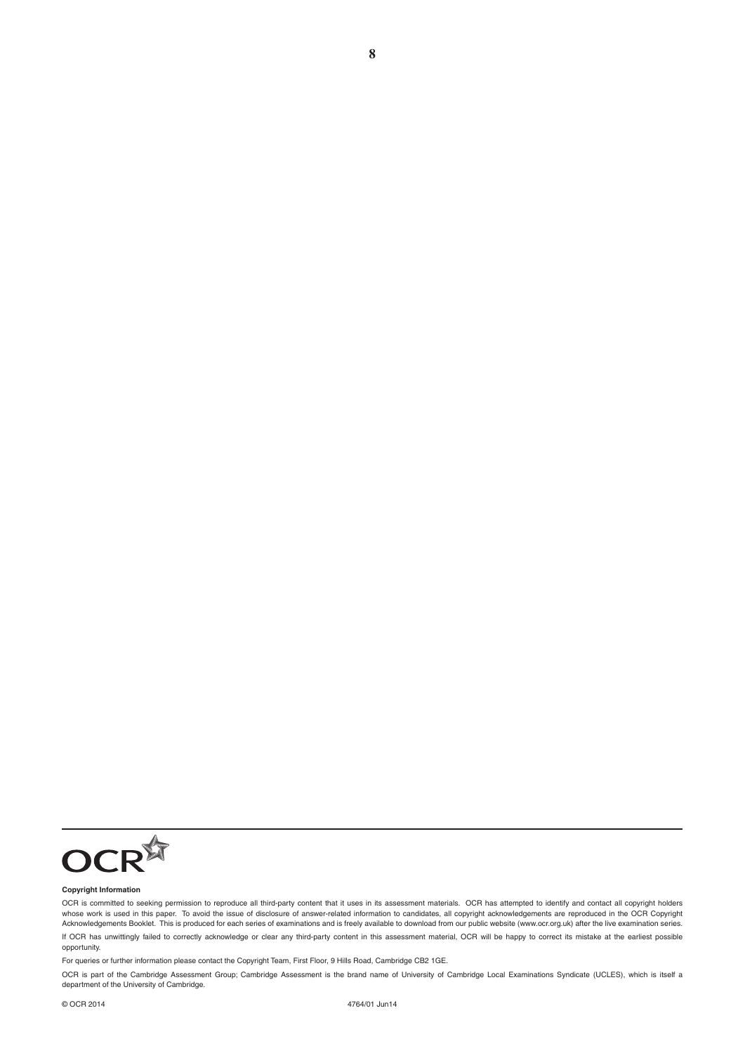**Copyright Information**

OCR is committed to seeking permission to reproduce all third-party content that it uses in its assessment materials. OCR has attempted to identify and contact all copyright holders whose work is used in this paper. To avoid the issue of disclosure of answer-related information to candidates, all copyright acknowledgements are reproduced in the OCR Copyright Acknowledgements Booklet. This is produced for each series of examinations and is freely available to download from our public website (www.ocr.org.uk) after the live examination series.

If OCR has unwittingly failed to correctly acknowledge or clear any third-party content in this assessment material, OCR will be happy to correct its mistake at the earliest possible opportunity.

For queries or further information please contact the Copyright Team, First Floor, 9 Hills Road, Cambridge CB2 1GE.

OCR is part of the Cambridge Assessment Group; Cambridge Assessment is the brand name of University of Cambridge Local Examinations Syndicate (UCLES), which is itself a department of the University of Cambridge.

© OCR 2014 4764/01 Jun14